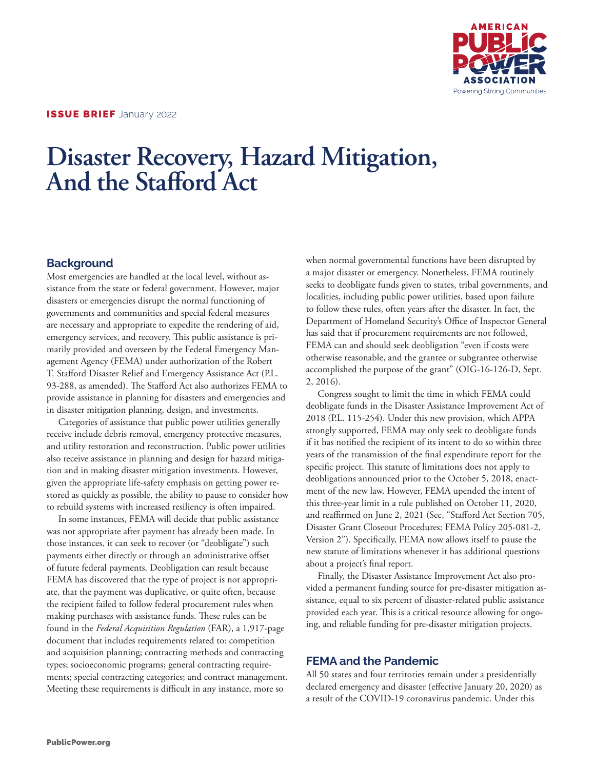**ISSUE BRIEF** January 2022

# Disaster Recovery, Hazard Mitigation, And the Stafford Act

## Background

Most emergencies are handled at the local level, without assistance from the state or federal government. However, major disasters or emergencies disrupt the normal functioning of governments and communities and special federal measures are necessary and appropriate to expedite the rendering of aid, emergency services, and recovery. This public assistance is primarily provided and overseen by the Federal Emergency Management Agency (FEMA) under authorization of the Robert T. Stafford Disaster Relief and Emergency Assistance Act (P.L. 93-288, as amended). The Stafford Act also authorizes FEMA to provide assistance in planning for disasters and emergencies and in disaster mitigation planning, design, and investments.

Categories of assistance that public power utilities generally receive include debris removal, emergency protective measures, and utility restoration and reconstruction. Public power utilities also receive assistance in planning and design for hazard mitigation and in making disaster mitigation investments. However, given the appropriate life-safety emphasis on getting power restored as quickly as possible, the ability to pause to consider how to rebuild systems with increased resiliency is often impaired.

In some instances, FEMA will decide that public assistance was not appropriate after payment has already been made. In those instances, it can seek to recover (or "deobligate") such payments either directly or through an administrative offset of future federal payments. Deobligation can result because FEMA has discovered that the type of project is not appropriate, that the payment was duplicative, or quite often, because the recipient failed to follow federal procurement rules when making purchases with assistance funds. These rules can be found in the *Federal Acquisition Regulation* (FAR), a 1,917-page document that includes requirements related to: competition and acquisition planning; contracting methods and contracting types; socioeconomic programs; general contracting requirements; special contracting categories; and contract management. Meeting these requirements is difficult in any instance, more so when normal governmental functions have been disrupted by a major disaster or emergency. Nonetheless, FEMA routinely seeks to deobligate funds given to states, tribal governments, and localities, including public power utilities, based upon failure to follow these rules, often years after the disaster. In fact, the Department of Homeland Security's Office of Inspector General has said that if procurement requirements are not followed, FEMA can and should seek deobligation "even if costs were otherwise reasonable, and the grantee or subgrantee otherwise accomplished the purpose of the grant" (OIG-16-126-D, Sept. 2, 2016).

Congress sought to limit the time in which FEMA could deobligate funds in the Disaster Assistance Improvement Act of 2018 (P.L. 115-254). Under this new provision, which APPA strongly supported, FEMA may only seek to deobligate funds if it has notified the recipient of its intent to do so within three years of the transmission of the final expenditure report for the specific project. This statute of limitations does not apply to deobligations announced prior to the October 5, 2018, enactment of the new law. However, FEMA upended the intent of this three-year limit in a rule published on October 11, 2020, and reaffirmed on June 2, 2021 (See, "Stafford Act Section 705, Disaster Grant Closeout Procedures: FEMA Policy 205-081-2, Version 2"). Specifically, FEMA now allows itself to pause the new statute of limitations whenever it has additional questions about a project's final report.

Finally, the Disaster Assistance Improvement Act also provided a permanent funding source for pre-disaster mitigation assistance, equal to six percent of disaster-related public assistance provided each year. This is a critical resource allowing for ongoing, and reliable funding for pre-disaster mitigation projects.

## FEMA and the Pandemic

All 50 states and four territories remain under a presidentially declared emergency and disaster (effective January 20, 2020) as a result of the COVID-19 coronavirus pandemic. Under this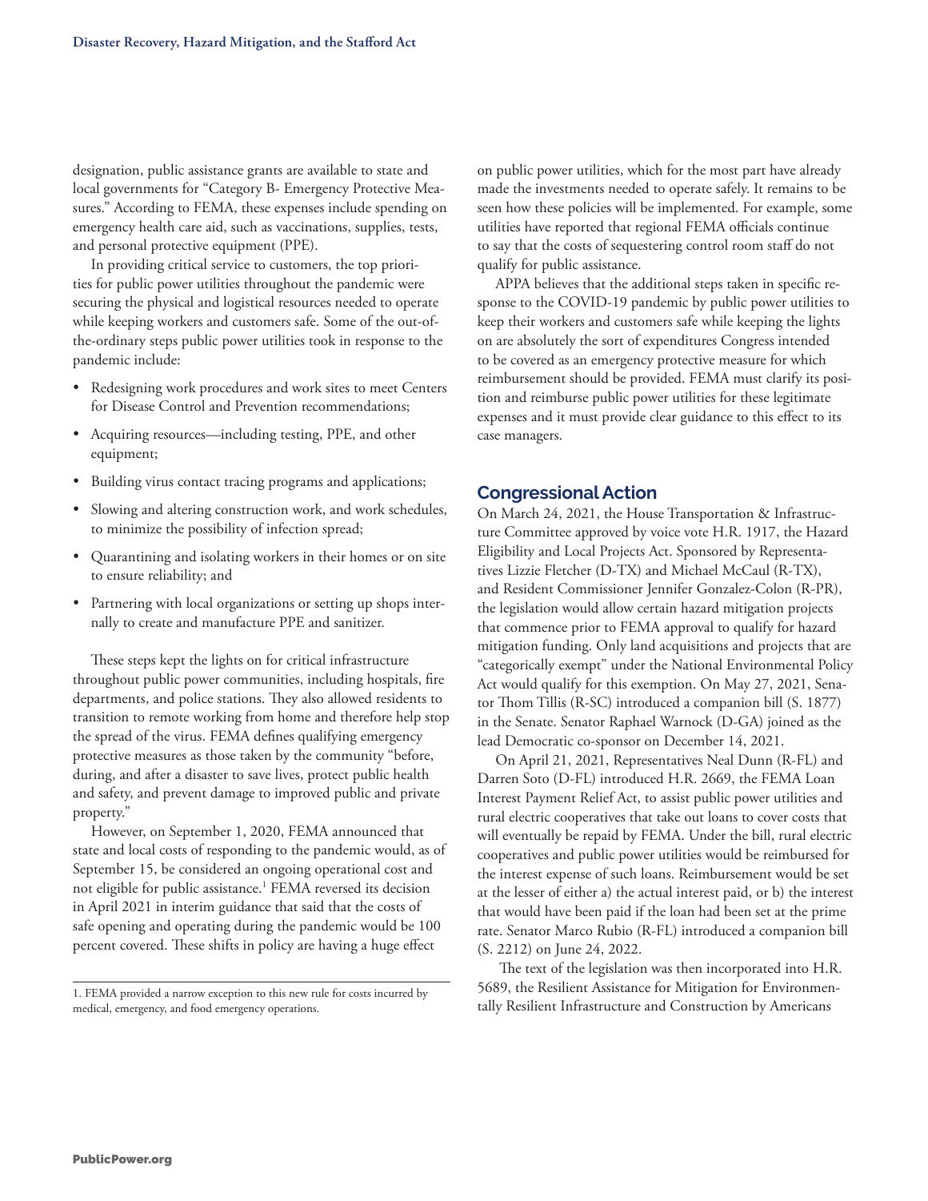designation, public assistance grants are available to state and local governments for "Category B- Emergency Protective Measures." According to FEMA, these expenses include spending on emergency health care aid, such as vaccinations, supplies, tests, and personal protective equipment (PPE).

In providing critical service to customers, the top priorities for public power utilities throughout the pandemic were securing the physical and logistical resources needed to operate while keeping workers and customers safe. Some of the out-of-the-ordinary steps public power utilities took in response to the pandemic include:

- Redesigning work procedures and work sites to meet Centers for Disease Control and Prevention recommendations;
- Acquiring resources—including testing, PPE, and other equipment;
- Building virus contact tracing programs and applications;
- Slowing and altering construction work, and work schedules, to minimize the possibility of infection spread;
- Quarantining and isolating workers in their homes or on site to ensure reliability; and
- Partnering with local organizations or setting up shops internally to create and manufacture PPE and sanitizer.

These steps kept the lights on for critical infrastructure throughout public power communities, including hospitals, fire departments, and police stations. They also allowed residents to transition to remote working from home and therefore help stop the spread of the virus. FEMA defines qualifying emergency protective measures as those taken by the community "before, during, and after a disaster to save lives, protect public health and safety, and prevent damage to improved public and private property."

However, on September 1, 2020, FEMA announced that state and local costs of responding to the pandemic would, as of September 15, be considered an ongoing operational cost and not eligible for public assistance.[1] FEMA reversed its decision in April 2021 in interim guidance that said that the costs of safe opening and operating during the pandemic would be 100 percent covered. These shifts in policy are having a huge effect on public power utilities, which for the most part have already made the investments needed to operate safely. It remains to be seen how these policies will be implemented. For example, some utilities have reported that regional FEMA officials continue to say that the costs of sequestering control room staff do not qualify for public assistance.

APPA believes that the additional steps taken in specific response to the COVID-19 pandemic by public power utilities to keep their workers and customers safe while keeping the lights on are absolutely the sort of expenditures Congress intended to be covered as an emergency protective measure for which reimbursement should be provided. FEMA must clarify its position and reimburse public power utilities for these legitimate expenses and it must provide clear guidance to this effect to its case managers.

## Congressional Action

On March 24, 2021, the House Transportation & Infrastructure Committee approved by voice vote H.R. 1917, the Hazard Eligibility and Local Projects Act. Sponsored by Representatives Lizzie Fletcher (D-TX) and Michael McCaul (R-TX), and Resident Commissioner Jennifer Gonzalez-Colon (R-PR), the legislation would allow certain hazard mitigation projects that commence prior to FEMA approval to qualify for hazard mitigation funding. Only land acquisitions and projects that are "categorically exempt" under the National Environmental Policy Act would qualify for this exemption. On May 27, 2021, Senator Thom Tillis (R-SC) introduced a companion bill (S. 1877) in the Senate. Senator Raphael Warnock (D-GA) joined as the lead Democratic co-sponsor on December 14, 2021.

On April 21, 2021, Representatives Neal Dunn (R-FL) and Darren Soto (D-FL) introduced H.R. 2669, the FEMA Loan Interest Payment Relief Act, to assist public power utilities and rural electric cooperatives that take out loans to cover costs that will eventually be repaid by FEMA. Under the bill, rural electric cooperatives and public power utilities would be reimbursed for the interest expense of such loans. Reimbursement would be set at the lesser of either a) the actual interest paid, or b) the interest that would have been paid if the loan had been set at the prime rate. Senator Marco Rubio (R-FL) introduced a companion bill (S. 2212) on June 24, 2022.

The text of the legislation was then incorporated into H.R. 5689, the Resilient Assistance for Mitigation for Environmentally Resilient Infrastructure and Construction by Americans

---

1. FEMA provided a narrow exception to this new rule for costs incurred by medical, emergency, and food emergency operations.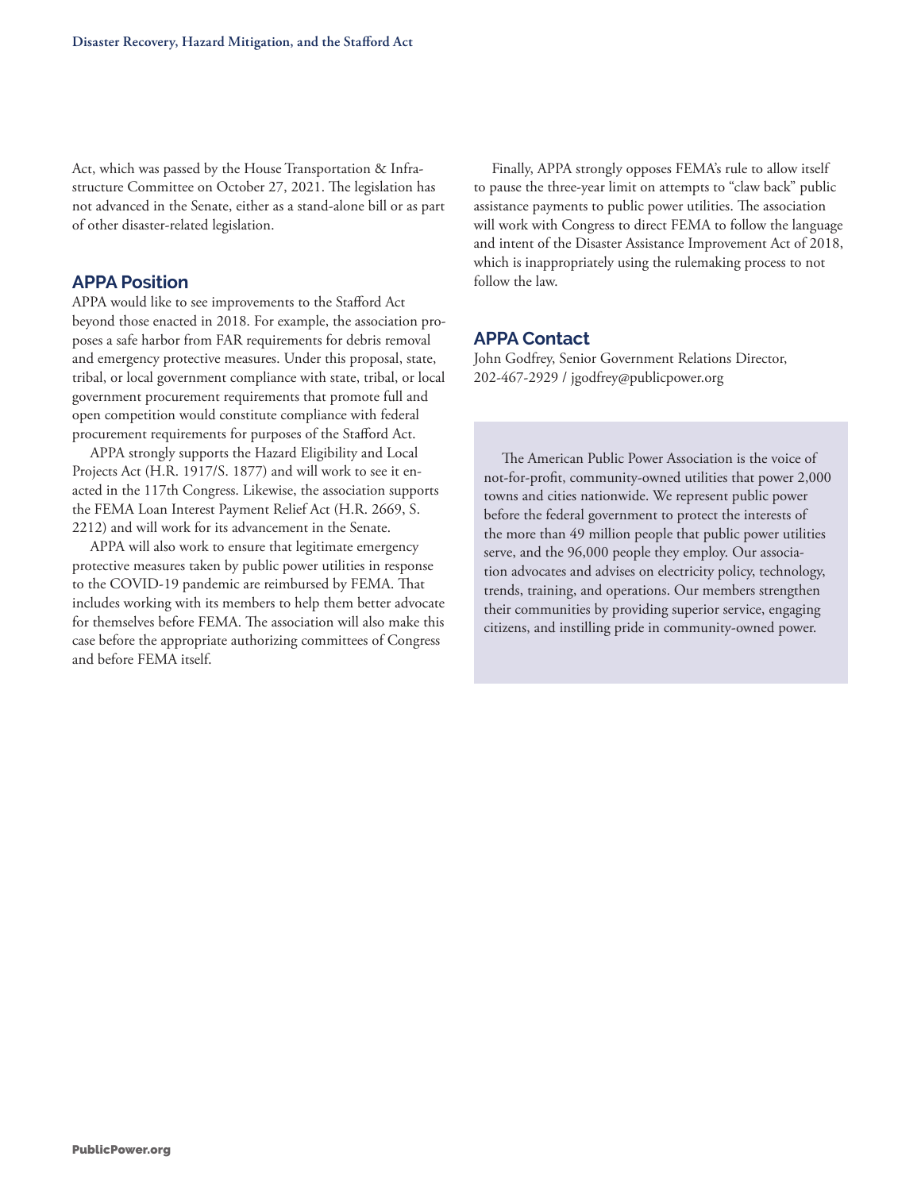Act, which was passed by the House Transportation & Infrastructure Committee on October 27, 2021. The legislation has not advanced in the Senate, either as a stand-alone bill or as part of other disaster-related legislation.

## APPA Position

APPA would like to see improvements to the Stafford Act beyond those enacted in 2018. For example, the association proposes a safe harbor from FAR requirements for debris removal and emergency protective measures. Under this proposal, state, tribal, or local government compliance with state, tribal, or local government procurement requirements that promote full and open competition would constitute compliance with federal procurement requirements for purposes of the Stafford Act.

APPA strongly supports the Hazard Eligibility and Local Projects Act (H.R. 1917/S. 1877) and will work to see it enacted in the 117th Congress. Likewise, the association supports the FEMA Loan Interest Payment Relief Act (H.R. 2669, S. 2212) and will work for its advancement in the Senate.

APPA will also work to ensure that legitimate emergency protective measures taken by public power utilities in response to the COVID-19 pandemic are reimbursed by FEMA. That includes working with its members to help them better advocate for themselves before FEMA. The association will also make this case before the appropriate authorizing committees of Congress and before FEMA itself.

Finally, APPA strongly opposes FEMA's rule to allow itself to pause the three-year limit on attempts to "claw back" public assistance payments to public power utilities. The association will work with Congress to direct FEMA to follow the language and intent of the Disaster Assistance Improvement Act of 2018, which is inappropriately using the rulemaking process to not follow the law.

## APPA Contact

John Godfrey, Senior Government Relations Director, 202-467-2929 / jgodfrey@publicpower.org

The American Public Power Association is the voice of not-for-profit, community-owned utilities that power 2,000 towns and cities nationwide. We represent public power before the federal government to protect the interests of the more than 49 million people that public power utilities serve, and the 96,000 people they employ. Our association advocates and advises on electricity policy, technology, trends, training, and operations. Our members strengthen their communities by providing superior service, engaging citizens, and instilling pride in community-owned power.